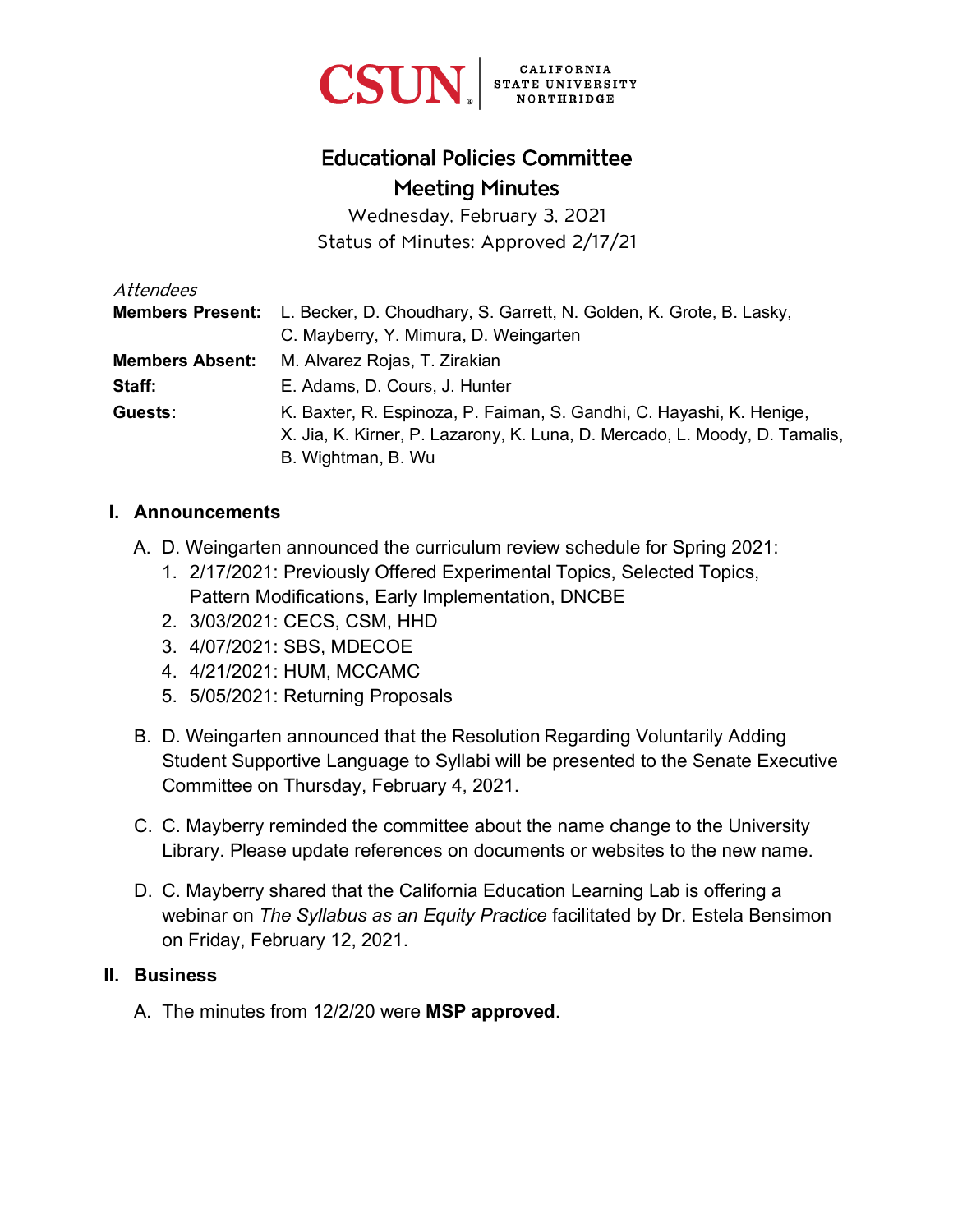CSUN CALIFORNIA STATE UNIVERSITY NORTHRIDGE

# Educational Policies Committee
# Meeting Minutes

Wednesday, February 3, 2021

Status of Minutes: Approved 2/17/21

*Attendees*

**Members Present:** L. Becker, D. Choudhary, S. Garrett, N. Golden, K. Grote, B. Lasky, C. Mayberry, Y. Mimura, D. Weingarten

**Members Absent:** M. Alvarez Rojas, T. Zirakian

**Staff:** E. Adams, D. Cours, J. Hunter

**Guests:** K. Baxter, R. Espinoza, P. Faiman, S. Gandhi, C. Hayashi, K. Henige, X. Jia, K. Kirner, P. Lazarony, K. Luna, D. Mercado, L. Moody, D. Tamalis, B. Wightman, B. Wu

## I. Announcements

A. D. Weingarten announced the curriculum review schedule for Spring 2021:
   1. 2/17/2021: Previously Offered Experimental Topics, Selected Topics, Pattern Modifications, Early Implementation, DNCBE
   2. 3/03/2021: CECS, CSM, HHD
   3. 4/07/2021: SBS, MDECOE
   4. 4/21/2021: HUM, MCCAMC
   5. 5/05/2021: Returning Proposals

B. D. Weingarten announced that the Resolution Regarding Voluntarily Adding Student Supportive Language to Syllabi will be presented to the Senate Executive Committee on Thursday, February 4, 2021.

C. C. Mayberry reminded the committee about the name change to the University Library. Please update references on documents or websites to the new name.

D. C. Mayberry shared that the California Education Learning Lab is offering a webinar on *The Syllabus as an Equity Practice* facilitated by Dr. Estela Bensimon on Friday, February 12, 2021.

## II. Business

A. The minutes from 12/2/20 were **MSP approved**.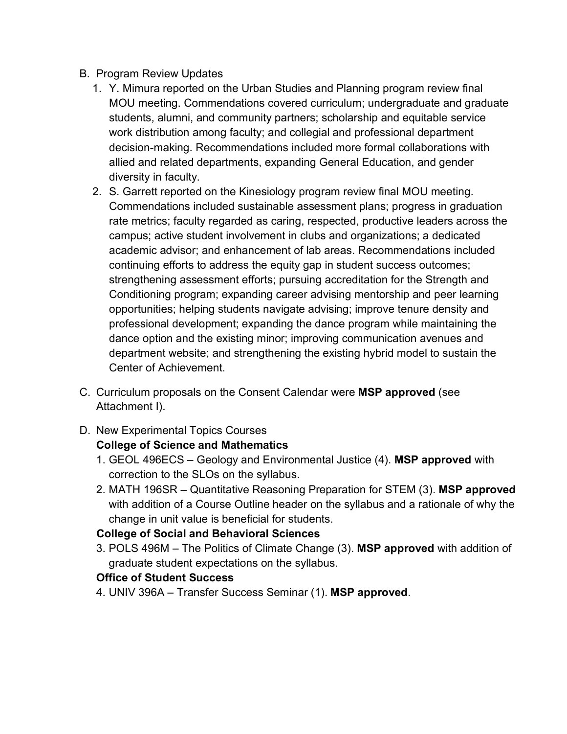B. Program Review Updates
   1. Y. Mimura reported on the Urban Studies and Planning program review final MOU meeting. Commendations covered curriculum; undergraduate and graduate students, alumni, and community partners; scholarship and equitable service work distribution among faculty; and collegial and professional department decision-making. Recommendations included more formal collaborations with allied and related departments, expanding General Education, and gender diversity in faculty.
   2. S. Garrett reported on the Kinesiology program review final MOU meeting. Commendations included sustainable assessment plans; progress in graduation rate metrics; faculty regarded as caring, respected, productive leaders across the campus; active student involvement in clubs and organizations; a dedicated academic advisor; and enhancement of lab areas. Recommendations included continuing efforts to address the equity gap in student success outcomes; strengthening assessment efforts; pursuing accreditation for the Strength and Conditioning program; expanding career advising mentorship and peer learning opportunities; helping students navigate advising; improve tenure density and professional development; expanding the dance program while maintaining the dance option and the existing minor; improving communication avenues and department website; and strengthening the existing hybrid model to sustain the Center of Achievement.

C. Curriculum proposals on the Consent Calendar were **MSP approved** (see Attachment I).

D. New Experimental Topics Courses

   **College of Science and Mathematics**
   1. GEOL 496ECS – Geology and Environmental Justice (4). **MSP approved** with correction to the SLOs on the syllabus.
   2. MATH 196SR – Quantitative Reasoning Preparation for STEM (3). **MSP approved** with addition of a Course Outline header on the syllabus and a rationale of why the change in unit value is beneficial for students.

   **College of Social and Behavioral Sciences**

   3. POLS 496M – The Politics of Climate Change (3). **MSP approved** with addition of graduate student expectations on the syllabus.

   **Office of Student Success**

   4. UNIV 396A – Transfer Success Seminar (1). **MSP approved**.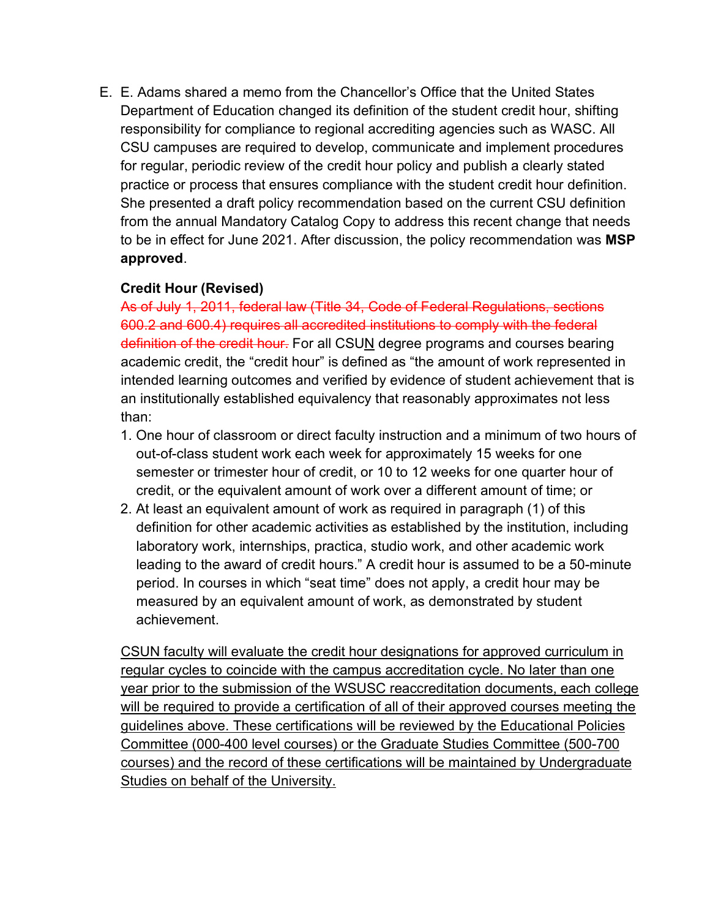E. E. Adams shared a memo from the Chancellor's Office that the United States Department of Education changed its definition of the student credit hour, shifting responsibility for compliance to regional accrediting agencies such as WASC. All CSU campuses are required to develop, communicate and implement procedures for regular, periodic review of the credit hour policy and publish a clearly stated practice or process that ensures compliance with the student credit hour definition. She presented a draft policy recommendation based on the current CSU definition from the annual Mandatory Catalog Copy to address this recent change that needs to be in effect for June 2021. After discussion, the policy recommendation was **MSP approved**.

**Credit Hour (Revised)**

~~As of July 1, 2011, federal law (Title 34, Code of Federal Regulations, sections 600.2 and 600.4) requires all accredited institutions to comply with the federal definition of the credit hour.~~ For all CSU<u>N</u> degree programs and courses bearing academic credit, the "credit hour" is defined as "the amount of work represented in intended learning outcomes and verified by evidence of student achievement that is an institutionally established equivalency that reasonably approximates not less than:

1. One hour of classroom or direct faculty instruction and a minimum of two hours of out-of-class student work each week for approximately 15 weeks for one semester or trimester hour of credit, or 10 to 12 weeks for one quarter hour of credit, or the equivalent amount of work over a different amount of time; or
2. At least an equivalent amount of work as required in paragraph (1) of this definition for other academic activities as established by the institution, including laboratory work, internships, practica, studio work, and other academic work leading to the award of credit hours." A credit hour is assumed to be a 50-minute period. In courses in which "seat time" does not apply, a credit hour may be measured by an equivalent amount of work, as demonstrated by student achievement.

<u>CSUN faculty will evaluate the credit hour designations for approved curriculum in regular cycles to coincide with the campus accreditation cycle. No later than one year prior to the submission of the WSUSC reaccreditation documents, each college will be required to provide a certification of all of their approved courses meeting the guidelines above. These certifications will be reviewed by the Educational Policies Committee (000-400 level courses) or the Graduate Studies Committee (500-700 courses) and the record of these certifications will be maintained by Undergraduate Studies on behalf of the University.</u>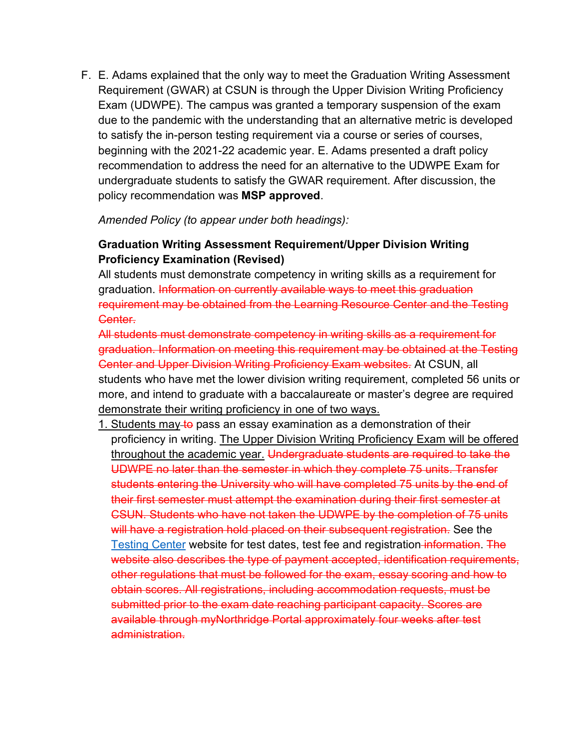F. E. Adams explained that the only way to meet the Graduation Writing Assessment Requirement (GWAR) at CSUN is through the Upper Division Writing Proficiency Exam (UDWPE). The campus was granted a temporary suspension of the exam due to the pandemic with the understanding that an alternative metric is developed to satisfy the in-person testing requirement via a course or series of courses, beginning with the 2021-22 academic year. E. Adams presented a draft policy recommendation to address the need for an alternative to the UDWPE Exam for undergraduate students to satisfy the GWAR requirement. After discussion, the policy recommendation was **MSP approved**.

*Amended Policy (to appear under both headings):*

**Graduation Writing Assessment Requirement/Upper Division Writing Proficiency Examination (Revised)**

All students must demonstrate competency in writing skills as a requirement for graduation. ~~Information on currently available ways to meet this graduation requirement may be obtained from the Learning Resource Center and the Testing Center.~~

~~All students must demonstrate competency in writing skills as a requirement for graduation. Information on meeting this requirement may be obtained at the Testing Center and Upper Division Writing Proficiency Exam websites.~~ At CSUN, all students who have met the lower division writing requirement, completed 56 units or more, and intend to graduate with a baccalaureate or master's degree are required <u>demonstrate their writing proficiency in one of two ways.</u>

<u>1. Students may</u> ~~to~~ pass an essay examination as a demonstration of their proficiency in writing. <u>The Upper Division Writing Proficiency Exam will be offered throughout the academic year.</u> ~~Undergraduate students are required to take the UDWPE no later than the semester in which they complete 75 units. Transfer students entering the University who will have completed 75 units by the end of their first semester must attempt the examination during their first semester at CSUN. Students who have not taken the UDWPE by the completion of 75 units will have a registration hold placed on their subsequent registration.~~ See the [Testing Center](#) website for test dates, test fee and registration ~~information~~. ~~The website also describes the type of payment accepted, identification requirements, other regulations that must be followed for the exam, essay scoring and how to obtain scores. All registrations, including accommodation requests, must be submitted prior to the exam date reaching participant capacity. Scores are available through myNorthridge Portal approximately four weeks after test administration.~~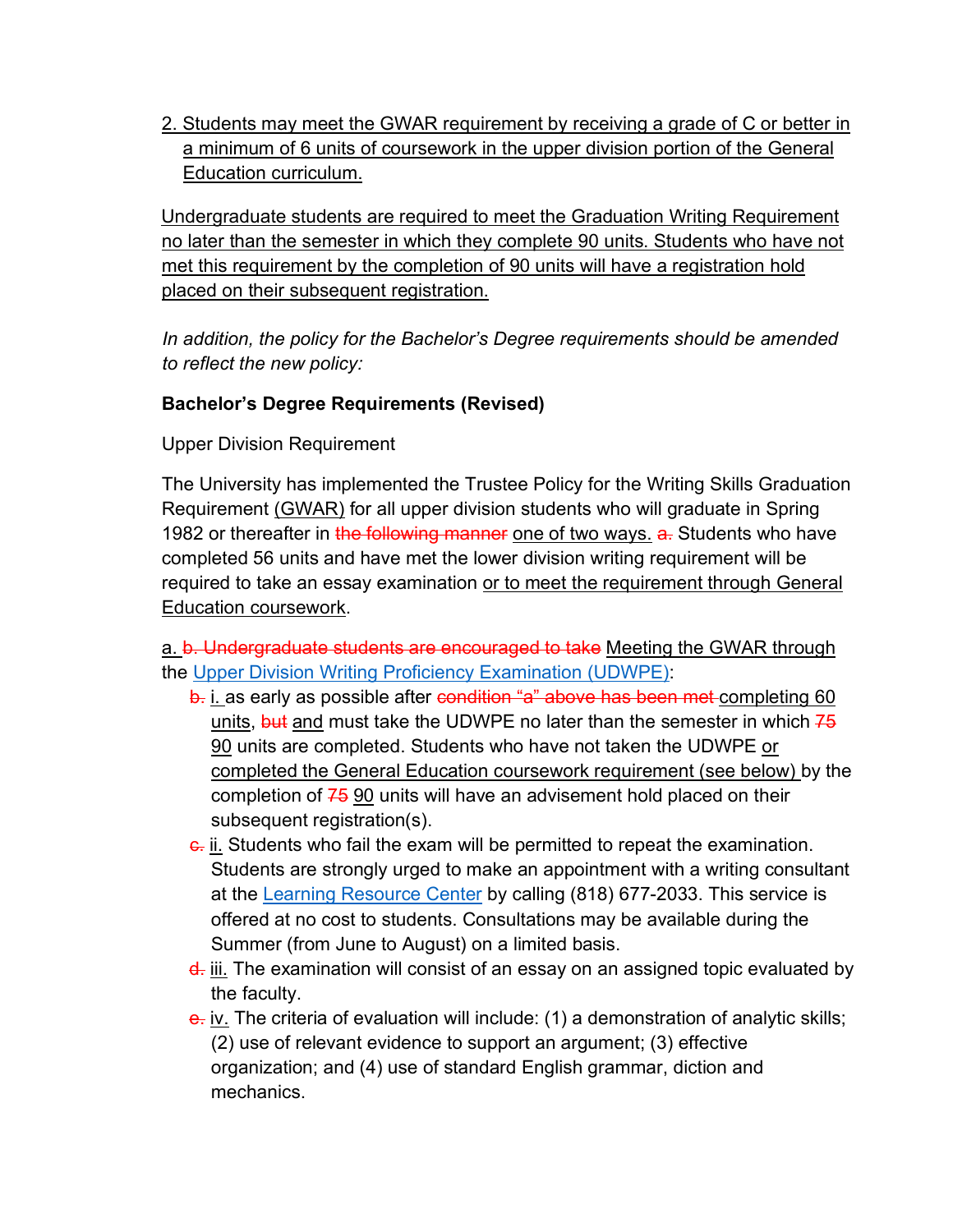2. <u>Students may meet the GWAR requirement by receiving a grade of C or better in a minimum of 6 units of coursework in the upper division portion of the General Education curriculum.</u>

<u>Undergraduate students are required to meet the Graduation Writing Requirement no later than the semester in which they complete 90 units. Students who have not met this requirement by the completion of 90 units will have a registration hold placed on their subsequent registration.</u>

*In addition, the policy for the Bachelor's Degree requirements should be amended to reflect the new policy:*

**Bachelor's Degree Requirements (Revised)**

Upper Division Requirement

The University has implemented the Trustee Policy for the Writing Skills Graduation Requirement <u>(GWAR)</u> for all upper division students who will graduate in Spring 1982 or thereafter in ~~the following manner~~ <u>one of two ways.</u> ~~a.~~ Students who have completed 56 units and have met the lower division writing requirement will be required to take an essay examination <u>or to meet the requirement through General Education coursework</u>.

<u>a.</u> ~~b. Undergraduate students are encouraged to take~~ <u>Meeting the GWAR through</u> the Upper Division Writing Proficiency Examination (UDWPE):

- ~~b.~~ <u>i.</u> as early as possible after ~~condition "a" above has been met~~ <u>completing 60 units</u>, ~~but~~ <u>and</u> must take the UDWPE no later than the semester in which ~~75~~ <u>90</u> units are completed. Students who have not taken the UDWPE <u>or completed the General Education coursework requirement (see below)</u> by the completion of ~~75~~ <u>90</u> units will have an advisement hold placed on their subsequent registration(s).
- ~~c.~~ <u>ii.</u> Students who fail the exam will be permitted to repeat the examination. Students are strongly urged to make an appointment with a writing consultant at the Learning Resource Center by calling (818) 677-2033. This service is offered at no cost to students. Consultations may be available during the Summer (from June to August) on a limited basis.
- ~~d.~~ <u>iii.</u> The examination will consist of an essay on an assigned topic evaluated by the faculty.
- ~~e.~~ <u>iv.</u> The criteria of evaluation will include: (1) a demonstration of analytic skills; (2) use of relevant evidence to support an argument; (3) effective organization; and (4) use of standard English grammar, diction and mechanics.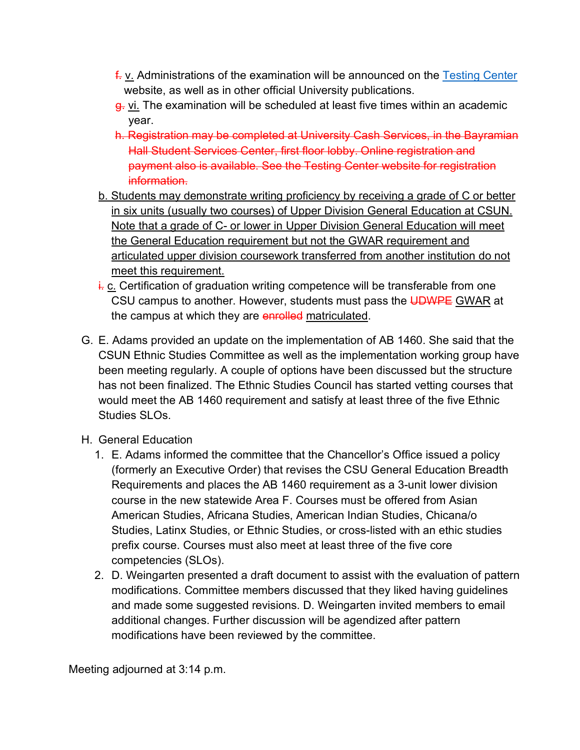~~f.~~ <u>v.</u> Administrations of the examination will be announced on the [Testing Center](#) website, as well as in other official University publications.

~~g.~~ <u>vi.</u> The examination will be scheduled at least five times within an academic year.

~~h. Registration may be completed at University Cash Services, in the Bayramian Hall Student Services Center, first floor lobby. Online registration and payment also is available. See the Testing Center website for registration information.~~

<u>b. Students may demonstrate writing proficiency by receiving a grade of C or better in six units (usually two courses) of Upper Division General Education at CSUN. Note that a grade of C- or lower in Upper Division General Education will meet the General Education requirement but not the GWAR requirement and articulated upper division coursework transferred from another institution do not meet this requirement.</u>

~~i.~~ <u>c.</u> Certification of graduation writing competence will be transferable from one CSU campus to another. However, students must pass the ~~UDWPE~~ <u>GWAR</u> at the campus at which they are ~~enrolled~~ <u>matriculated</u>.

G. E. Adams provided an update on the implementation of AB 1460. She said that the CSUN Ethnic Studies Committee as well as the implementation working group have been meeting regularly. A couple of options have been discussed but the structure has not been finalized. The Ethnic Studies Council has started vetting courses that would meet the AB 1460 requirement and satisfy at least three of the five Ethnic Studies SLOs.

H. General Education

1. E. Adams informed the committee that the Chancellor's Office issued a policy (formerly an Executive Order) that revises the CSU General Education Breadth Requirements and places the AB 1460 requirement as a 3-unit lower division course in the new statewide Area F. Courses must be offered from Asian American Studies, Africana Studies, American Indian Studies, Chicana/o Studies, Latinx Studies, or Ethnic Studies, or cross-listed with an ethic studies prefix course. Courses must also meet at least three of the five core competencies (SLOs).
2. D. Weingarten presented a draft document to assist with the evaluation of pattern modifications. Committee members discussed that they liked having guidelines and made some suggested revisions. D. Weingarten invited members to email additional changes. Further discussion will be agendized after pattern modifications have been reviewed by the committee.

Meeting adjourned at 3:14 p.m.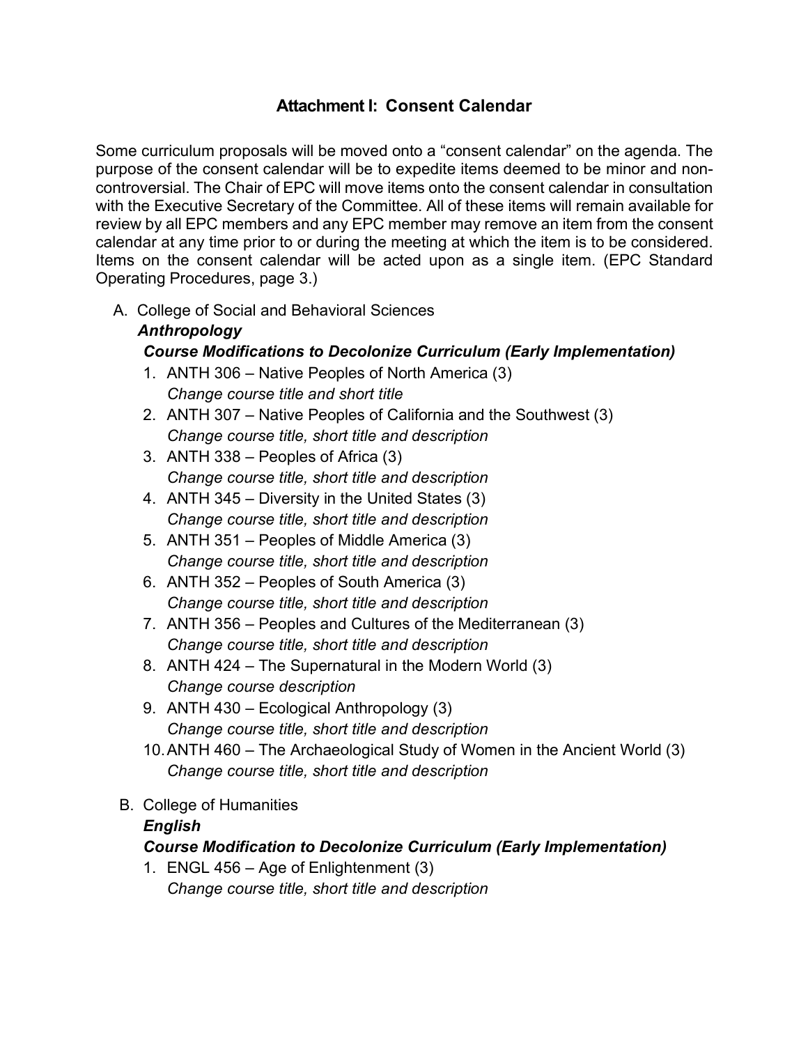## Attachment I: Consent Calendar

Some curriculum proposals will be moved onto a "consent calendar" on the agenda. The purpose of the consent calendar will be to expedite items deemed to be minor and non-controversial. The Chair of EPC will move items onto the consent calendar in consultation with the Executive Secretary of the Committee. All of these items will remain available for review by all EPC members and any EPC member may remove an item from the consent calendar at any time prior to or during the meeting at which the item is to be considered. Items on the consent calendar will be acted upon as a single item. (EPC Standard Operating Procedures, page 3.)

A. College of Social and Behavioral Sciences
   ***Anthropology***
   ***Course Modifications to Decolonize Curriculum (Early Implementation)***
   1. ANTH 306 – Native Peoples of North America (3)
      *Change course title and short title*
   2. ANTH 307 – Native Peoples of California and the Southwest (3)
      *Change course title, short title and description*
   3. ANTH 338 – Peoples of Africa (3)
      *Change course title, short title and description*
   4. ANTH 345 – Diversity in the United States (3)
      *Change course title, short title and description*
   5. ANTH 351 – Peoples of Middle America (3)
      *Change course title, short title and description*
   6. ANTH 352 – Peoples of South America (3)
      *Change course title, short title and description*
   7. ANTH 356 – Peoples and Cultures of the Mediterranean (3)
      *Change course title, short title and description*
   8. ANTH 424 – The Supernatural in the Modern World (3)
      *Change course description*
   9. ANTH 430 – Ecological Anthropology (3)
      *Change course title, short title and description*
   10. ANTH 460 – The Archaeological Study of Women in the Ancient World (3)
       *Change course title, short title and description*

B. College of Humanities
   ***English***
   ***Course Modification to Decolonize Curriculum (Early Implementation)***
   1. ENGL 456 – Age of Enlightenment (3)
      *Change course title, short title and description*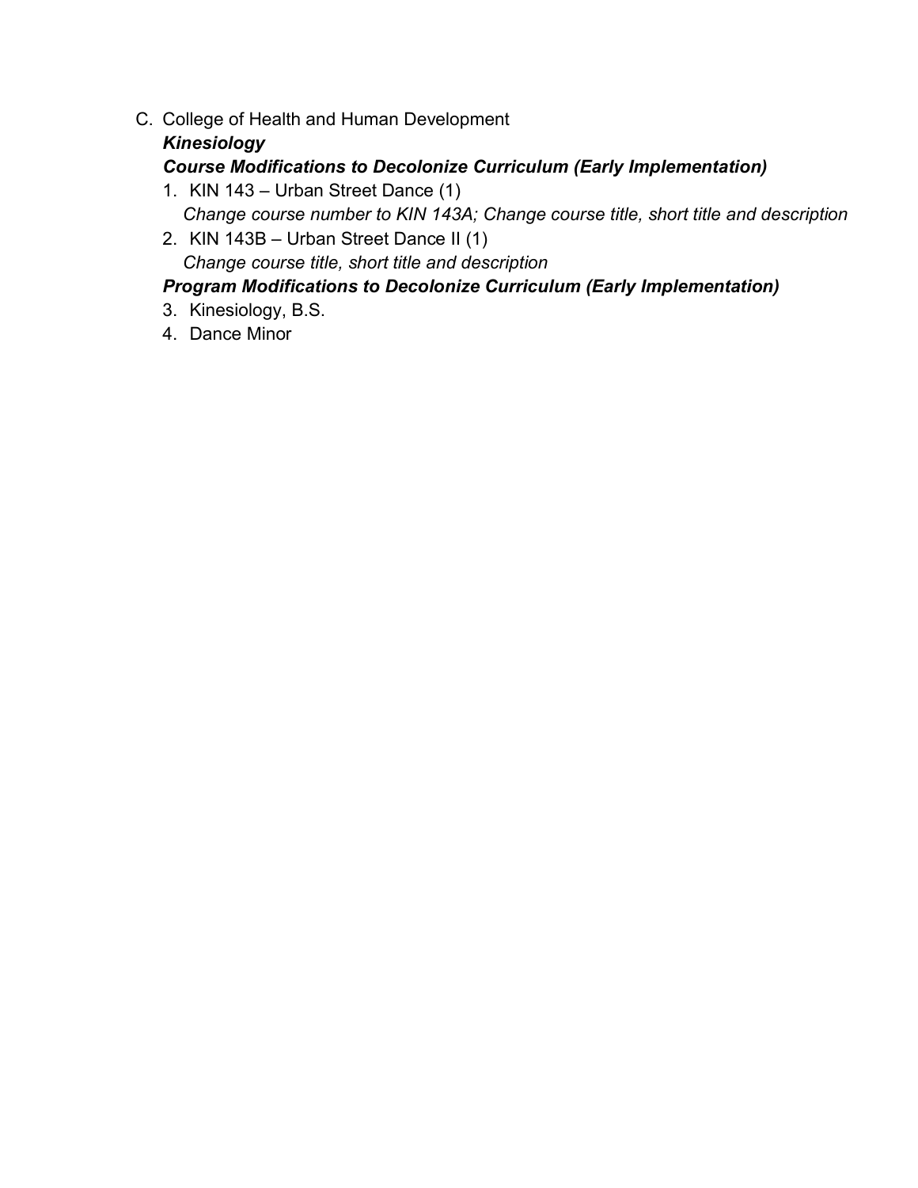C. College of Health and Human Development

***Kinesiology***

***Course Modifications to Decolonize Curriculum (Early Implementation)***

1. KIN 143 – Urban Street Dance (1)
   *Change course number to KIN 143A; Change course title, short title and description*
2. KIN 143B – Urban Street Dance II (1)
   *Change course title, short title and description*

***Program Modifications to Decolonize Curriculum (Early Implementation)***

3. Kinesiology, B.S.
4. Dance Minor